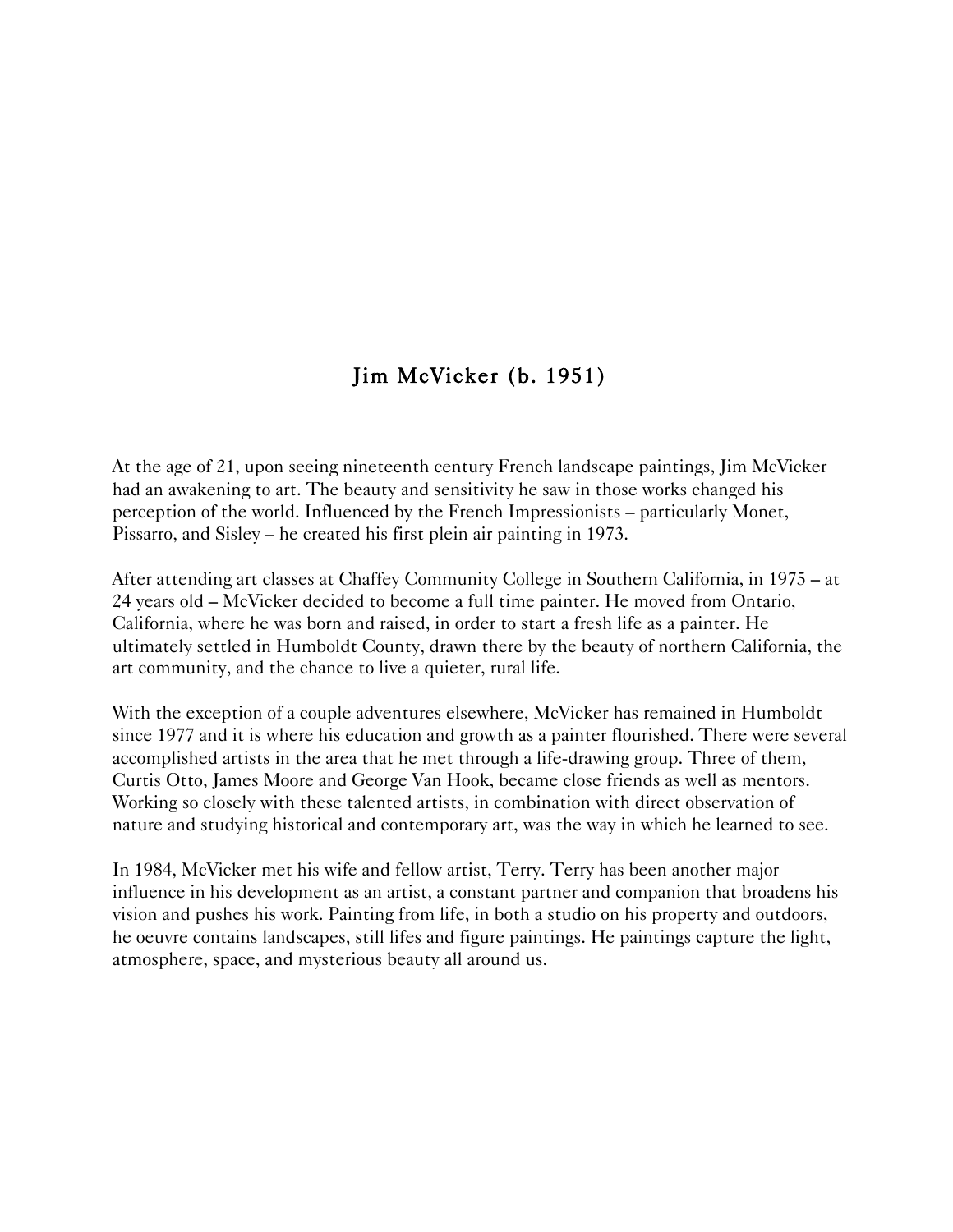# Jim McVicker (b. 1951)

At the age of 21, upon seeing nineteenth century French landscape paintings, Jim McVicker had an awakening to art. The beauty and sensitivity he saw in those works changed his perception of the world. Influenced by the French Impressionists – particularly Monet, Pissarro, and Sisley – he created his first plein air painting in 1973.

After attending art classes at Chaffey Community College in Southern California, in 1975 – at 24 years old – McVicker decided to become a full time painter. He moved from Ontario, California, where he was born and raised, in order to start a fresh life as a painter. He ultimately settled in Humboldt County, drawn there by the beauty of northern California, the art community, and the chance to live a quieter, rural life.

With the exception of a couple adventures elsewhere, McVicker has remained in Humboldt since 1977 and it is where his education and growth as a painter flourished. There were several accomplished artists in the area that he met through a life-drawing group. Three of them, Curtis Otto, James Moore and George Van Hook, became close friends as well as mentors. Working so closely with these talented artists, in combination with direct observation of nature and studying historical and contemporary art, was the way in which he learned to see.

In 1984, McVicker met his wife and fellow artist, Terry. Terry has been another major influence in his development as an artist, a constant partner and companion that broadens his vision and pushes his work. Painting from life, in both a studio on his property and outdoors, he oeuvre contains landscapes, still lifes and figure paintings. He paintings capture the light, atmosphere, space, and mysterious beauty all around us.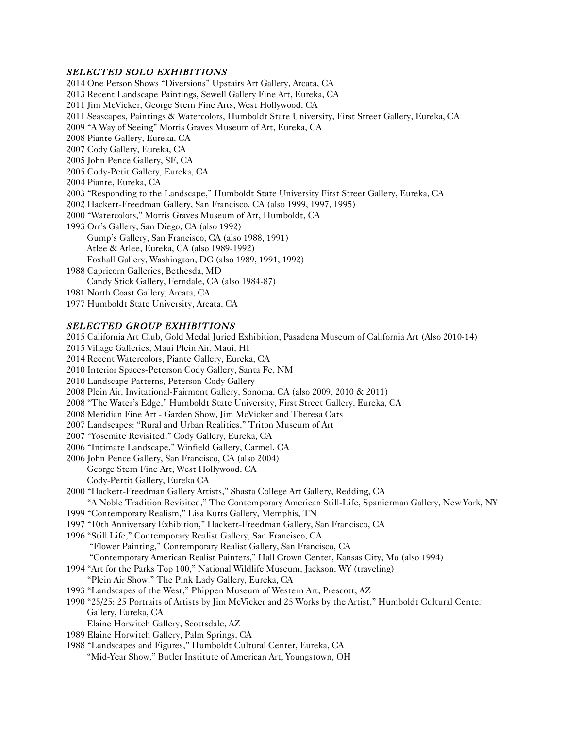### *SELECTED SOLO EXHIBITIONS*

2014 One Person Shows "Diversions" Upstairs Art Gallery, Arcata, CA
2013 Recent Landscape Paintings, Sewell Gallery Fine Art, Eureka, CA
2011 Jim McVicker, George Stern Fine Arts, West Hollywood, CA
2011 Seascapes, Paintings & Watercolors, Humboldt State University, First Street Gallery, Eureka, CA
2009 "A Way of Seeing" Morris Graves Museum of Art, Eureka, CA
2008 Piante Gallery, Eureka, CA
2007 Cody Gallery, Eureka, CA
2005 John Pence Gallery, SF, CA
2005 Cody-Petit Gallery, Eureka, CA
2004 Piante, Eureka, CA
2003 "Responding to the Landscape," Humboldt State University First Street Gallery, Eureka, CA
2002 Hackett-Freedman Gallery, San Francisco, CA (also 1999, 1997, 1995)
2000 "Watercolors," Morris Graves Museum of Art, Humboldt, CA
1993 Orr's Gallery, San Diego, CA (also 1992)
Gump's Gallery, San Francisco, CA (also 1988, 1991)
Atlee & Atlee, Eureka, CA (also 1989-1992)
Foxhall Gallery, Washington, DC (also 1989, 1991, 1992)
1988 Capricorn Galleries, Bethesda, MD
Candy Stick Gallery, Ferndale, CA (also 1984-87)
1981 North Coast Gallery, Arcata, CA
1977 Humboldt State University, Arcata, CA

### *SELECTED GROUP EXHIBITIONS*

2015 California Art Club, Gold Medal Juried Exhibition, Pasadena Museum of California Art (Also 2010-14)
2015 Village Galleries, Maui Plein Air, Maui, HI
2014 Recent Watercolors, Piante Gallery, Eureka, CA
2010 Interior Spaces-Peterson Cody Gallery, Santa Fe, NM
2010 Landscape Patterns, Peterson-Cody Gallery
2008 Plein Air, Invitational-Fairmont Gallery, Sonoma, CA (also 2009, 2010 & 2011)
2008 "The Water's Edge," Humboldt State University, First Street Gallery, Eureka, CA
2008 Meridian Fine Art - Garden Show, Jim McVicker and Theresa Oats
2007 Landscapes: "Rural and Urban Realities," Triton Museum of Art
2007 "Yosemite Revisited," Cody Gallery, Eureka, CA
2006 "Intimate Landscape," Winfield Gallery, Carmel, CA
2006 John Pence Gallery, San Francisco, CA (also 2004)
George Stern Fine Art, West Hollywood, CA
Cody-Pettit Gallery, Eureka CA
2000 "Hackett-Freedman Gallery Artists," Shasta College Art Gallery, Redding, CA
"A Noble Tradition Revisited," The Contemporary American Still-Life, Spanierman Gallery, New York, NY
1999 "Contemporary Realism," Lisa Kurts Gallery, Memphis, TN
1997 "10th Anniversary Exhibition," Hackett-Freedman Gallery, San Francisco, CA
1996 "Still Life," Contemporary Realist Gallery, San Francisco, CA
"Flower Painting," Contemporary Realist Gallery, San Francisco, CA
"Contemporary American Realist Painters," Hall Crown Center, Kansas City, Mo (also 1994)
1994 "Art for the Parks Top 100," National Wildlife Museum, Jackson, WY (traveling)
"Plein Air Show," The Pink Lady Gallery, Eureka, CA
1993 "Landscapes of the West," Phippen Museum of Western Art, Prescott, AZ
1990 "25/25: 25 Portraits of Artists by Jim McVicker and 25 Works by the Artist," Humboldt Cultural Center Gallery, Eureka, CA
Elaine Horwitch Gallery, Scottsdale, AZ
1989 Elaine Horwitch Gallery, Palm Springs, CA
1988 "Landscapes and Figures," Humboldt Cultural Center, Eureka, CA
"Mid-Year Show," Butler Institute of American Art, Youngstown, OH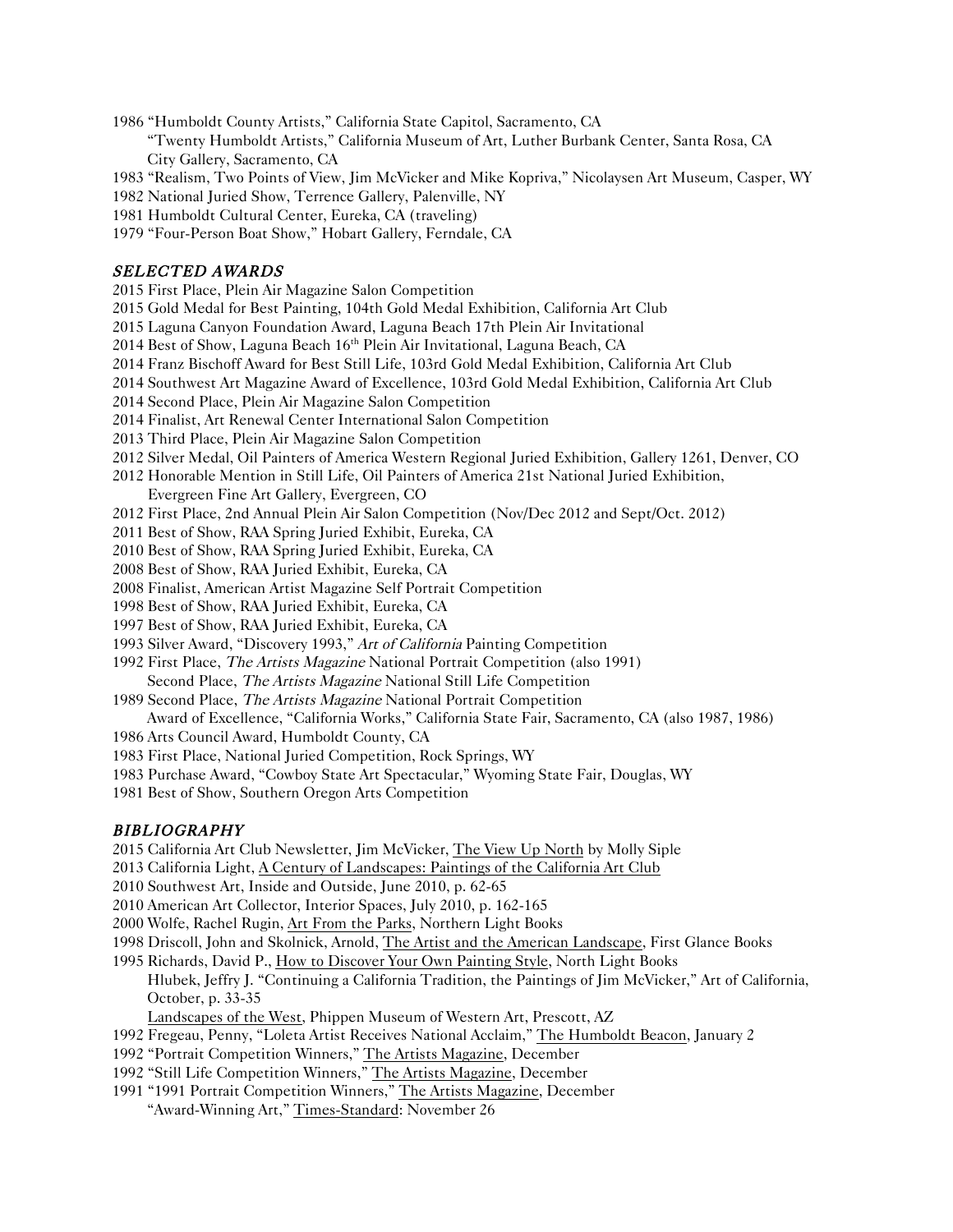1986 “Humboldt County Artists,” California State Capitol, Sacramento, CA
“Twenty Humboldt Artists,” California Museum of Art, Luther Burbank Center, Santa Rosa, CA
City Gallery, Sacramento, CA

1983 “Realism, Two Points of View, Jim McVicker and Mike Kopriva,” Nicolaysen Art Museum, Casper, WY

1982 National Juried Show, Terrence Gallery, Palenville, NY

1981 Humboldt Cultural Center, Eureka, CA (traveling)

1979 “Four-Person Boat Show,” Hobart Gallery, Ferndale, CA

### *SELECTED AWARDS*

2015 First Place, Plein Air Magazine Salon Competition

2015 Gold Medal for Best Painting, 104th Gold Medal Exhibition, California Art Club

2015 Laguna Canyon Foundation Award, Laguna Beach 17th Plein Air Invitational

2014 Best of Show, Laguna Beach 16th Plein Air Invitational, Laguna Beach, CA

2014 Franz Bischoff Award for Best Still Life, 103rd Gold Medal Exhibition, California Art Club

2014 Southwest Art Magazine Award of Excellence, 103rd Gold Medal Exhibition, California Art Club

2014 Second Place, Plein Air Magazine Salon Competition

2014 Finalist, Art Renewal Center International Salon Competition

2013 Third Place, Plein Air Magazine Salon Competition

2012 Silver Medal, Oil Painters of America Western Regional Juried Exhibition, Gallery 1261, Denver, CO

2012 Honorable Mention in Still Life, Oil Painters of America 21st National Juried Exhibition,
Evergreen Fine Art Gallery, Evergreen, CO

2012 First Place, 2nd Annual Plein Air Salon Competition (Nov/Dec 2012 and Sept/Oct. 2012)

2011 Best of Show, RAA Spring Juried Exhibit, Eureka, CA

2010 Best of Show, RAA Spring Juried Exhibit, Eureka, CA

2008 Best of Show, RAA Juried Exhibit, Eureka, CA

2008 Finalist, American Artist Magazine Self Portrait Competition

1998 Best of Show, RAA Juried Exhibit, Eureka, CA

1997 Best of Show, RAA Juried Exhibit, Eureka, CA

1993 Silver Award, “Discovery 1993,” *Art of California* Painting Competition

1992 First Place, *The Artists Magazine* National Portrait Competition (also 1991)
Second Place, *The Artists Magazine* National Still Life Competition

1989 Second Place, *The Artists Magazine* National Portrait Competition
Award of Excellence, “California Works,” California State Fair, Sacramento, CA (also 1987, 1986)

1986 Arts Council Award, Humboldt County, CA

1983 First Place, National Juried Competition, Rock Springs, WY

1983 Purchase Award, “Cowboy State Art Spectacular,” Wyoming State Fair, Douglas, WY

1981 Best of Show, Southern Oregon Arts Competition

### *BIBLIOGRAPHY*

2015 California Art Club Newsletter, Jim McVicker, The View Up North by Molly Siple

2013 California Light, A Century of Landscapes: Paintings of the California Art Club

2010 Southwest Art, Inside and Outside, June 2010, p. 62-65

2010 American Art Collector, Interior Spaces, July 2010, p. 162-165

2000 Wolfe, Rachel Rugin, Art From the Parks, Northern Light Books

1998 Driscoll, John and Skolnick, Arnold, The Artist and the American Landscape, First Glance Books

1995 Richards, David P., How to Discover Your Own Painting Style, North Light Books
Hlubek, Jeffry J. “Continuing a California Tradition, the Paintings of Jim McVicker,” Art of California, October, p. 33-35
Landscapes of the West, Phippen Museum of Western Art, Prescott, AZ

1992 Fregeau, Penny, “Loleta Artist Receives National Acclaim,” The Humboldt Beacon, January 2

1992 “Portrait Competition Winners,” The Artists Magazine, December

1992 “Still Life Competition Winners,” The Artists Magazine, December

1991 “1991 Portrait Competition Winners,” The Artists Magazine, December
“Award-Winning Art,” Times-Standard: November 26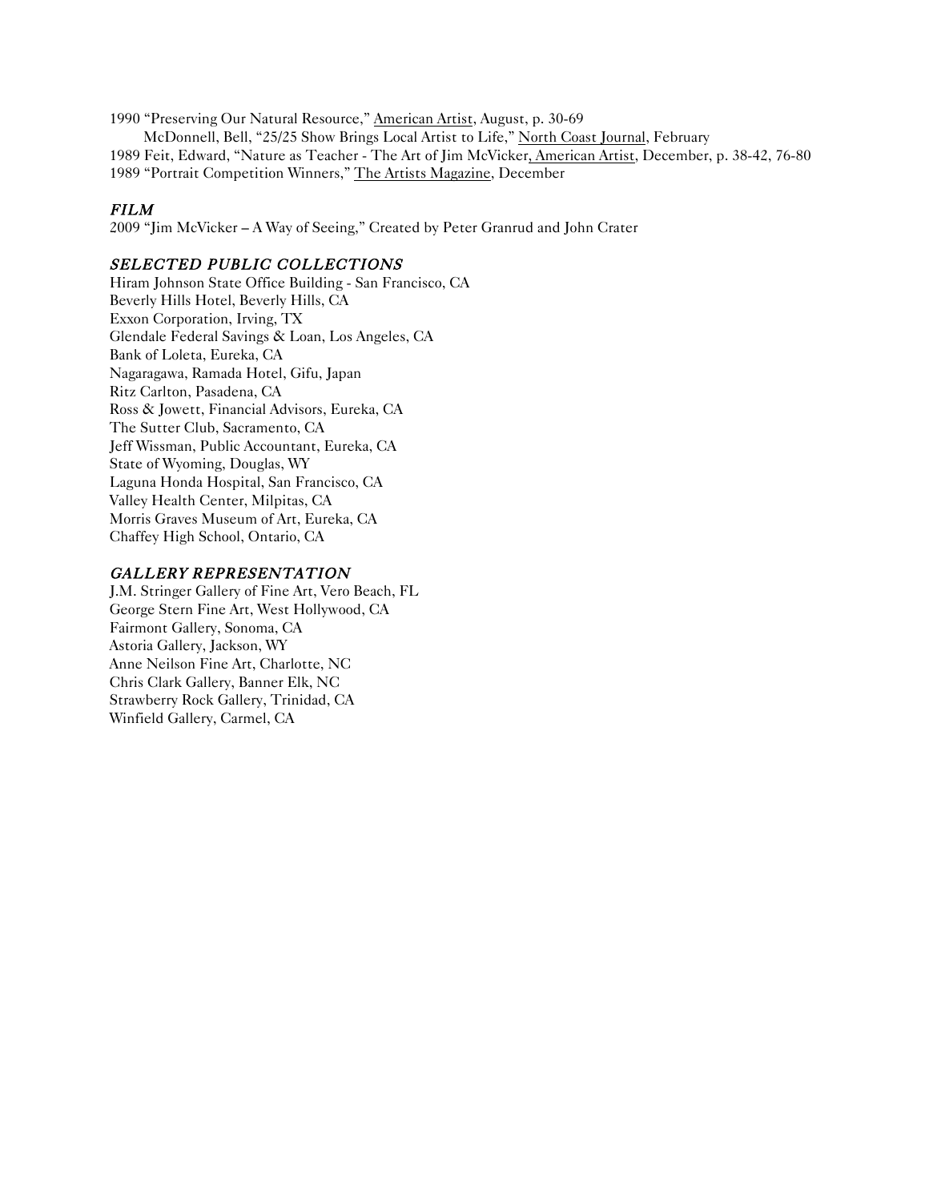1990 "Preserving Our Natural Resource," American Artist, August, p. 30-69
McDonnell, Bell, "25/25 Show Brings Local Artist to Life," North Coast Journal, February
1989 Feit, Edward, "Nature as Teacher - The Art of Jim McVicker, American Artist, December, p. 38-42, 76-80
1989 "Portrait Competition Winners," The Artists Magazine, December

### *FILM*

2009 "Jim McVicker – A Way of Seeing," Created by Peter Granrud and John Crater

### *SELECTED PUBLIC COLLECTIONS*

Hiram Johnson State Office Building - San Francisco, CA
Beverly Hills Hotel, Beverly Hills, CA
Exxon Corporation, Irving, TX
Glendale Federal Savings & Loan, Los Angeles, CA
Bank of Loleta, Eureka, CA
Nagaragawa, Ramada Hotel, Gifu, Japan
Ritz Carlton, Pasadena, CA
Ross & Jowett, Financial Advisors, Eureka, CA
The Sutter Club, Sacramento, CA
Jeff Wissman, Public Accountant, Eureka, CA
State of Wyoming, Douglas, WY
Laguna Honda Hospital, San Francisco, CA
Valley Health Center, Milpitas, CA
Morris Graves Museum of Art, Eureka, CA
Chaffey High School, Ontario, CA

### *GALLERY REPRESENTATION*

J.M. Stringer Gallery of Fine Art, Vero Beach, FL
George Stern Fine Art, West Hollywood, CA
Fairmont Gallery, Sonoma, CA
Astoria Gallery, Jackson, WY
Anne Neilson Fine Art, Charlotte, NC
Chris Clark Gallery, Banner Elk, NC
Strawberry Rock Gallery, Trinidad, CA
Winfield Gallery, Carmel, CA